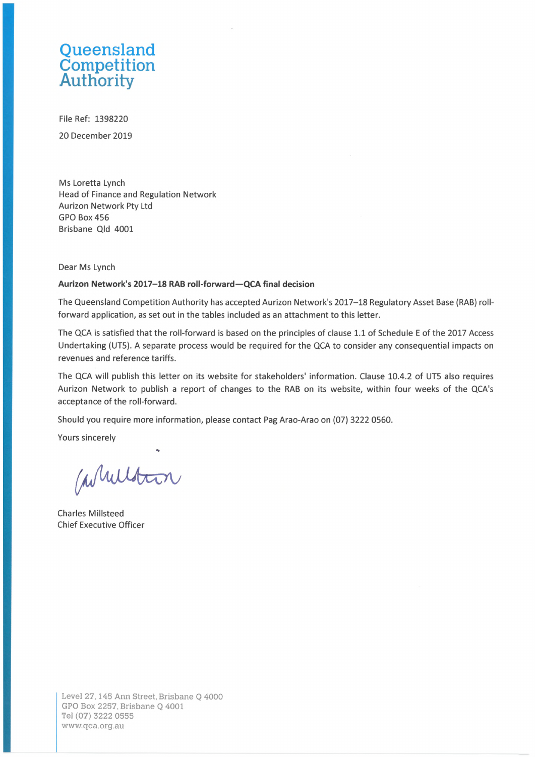# Queensland Competition Authority

File Ref: 1398220

20 December 2019

Ms Loretta Lynch
Head of Finance and Regulation Network
Aurizon Network Pty Ltd
GPO Box 456
Brisbane Qld 4001

Dear Ms Lynch

**Aurizon Network's 2017–18 RAB roll-forward—QCA final decision**

The Queensland Competition Authority has accepted Aurizon Network's 2017–18 Regulatory Asset Base (RAB) roll-forward application, as set out in the tables included as an attachment to this letter.

The QCA is satisfied that the roll-forward is based on the principles of clause 1.1 of Schedule E of the 2017 Access Undertaking (UT5). A separate process would be required for the QCA to consider any consequential impacts on revenues and reference tariffs.

The QCA will publish this letter on its website for stakeholders' information. Clause 10.4.2 of UT5 also requires Aurizon Network to publish a report of changes to the RAB on its website, within four weeks of the QCA's acceptance of the roll-forward.

Should you require more information, please contact Pag Arao-Arao on (07) 3222 0560.

Yours sincerely

Charles Millsteed
Chief Executive Officer

Level 27, 145 Ann Street, Brisbane Q 4000
GPO Box 2257, Brisbane Q 4001
Tel (07) 3222 0555
www.qca.org.au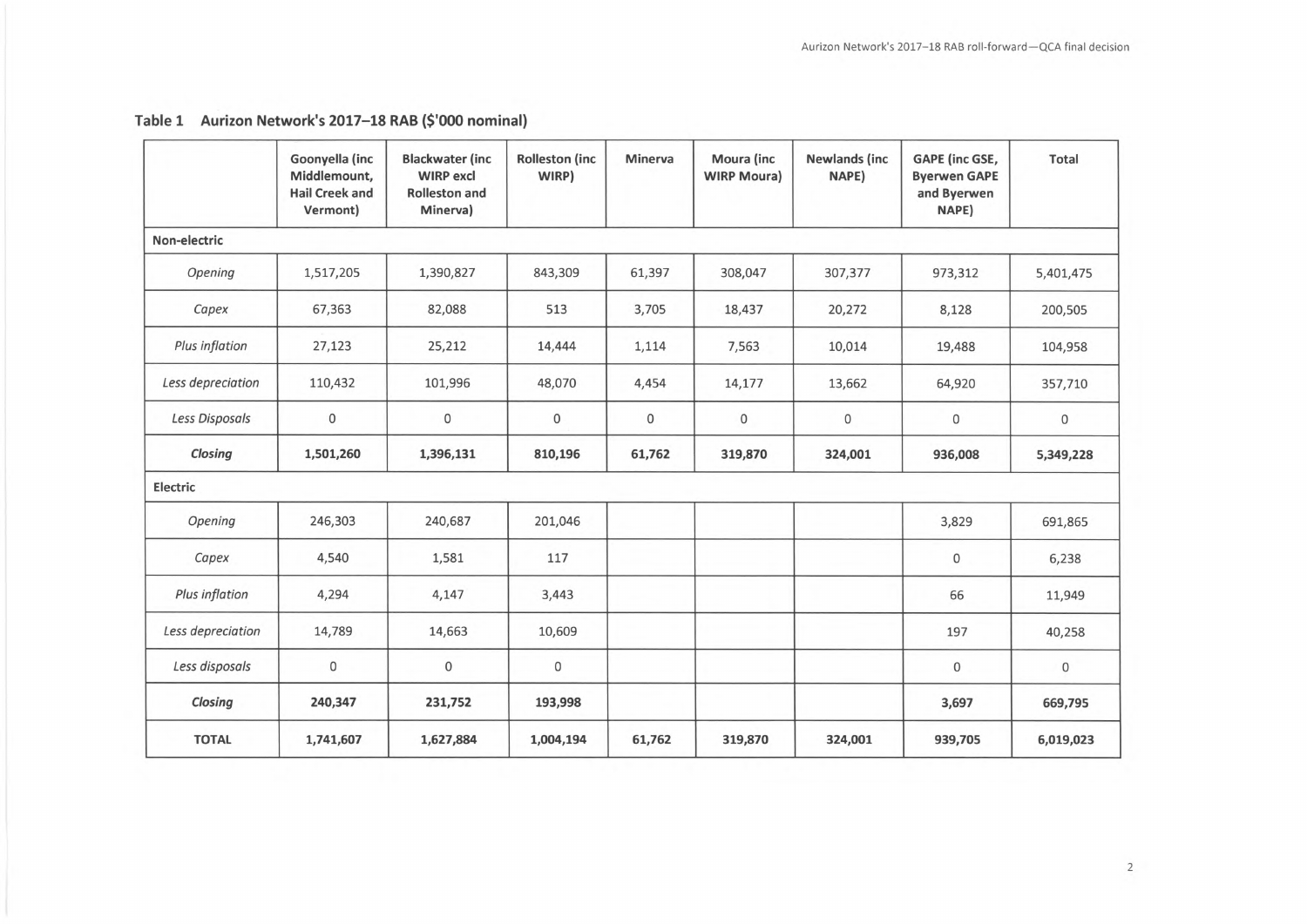**Table 1 Aurizon Network's 2017–18 RAB ($'000 nominal)**

| | Goonyella (inc Middlemount, Hail Creek and Vermont) | Blackwater (inc WIRP excl Rolleston and Minerva) | Rolleston (inc WIRP) | Minerva | Moura (inc WIRP Moura) | Newlands (inc NAPE) | GAPE (inc GSE, Byerwen GAPE and Byerwen NAPE) | Total |
|---|---|---|---|---|---|---|---|---|
| **Non-electric** | | | | | | | | |
| *Opening* | 1,517,205 | 1,390,827 | 843,309 | 61,397 | 308,047 | 307,377 | 973,312 | 5,401,475 |
| *Capex* | 67,363 | 82,088 | 513 | 3,705 | 18,437 | 20,272 | 8,128 | 200,505 |
| *Plus inflation* | 27,123 | 25,212 | 14,444 | 1,114 | 7,563 | 10,014 | 19,488 | 104,958 |
| *Less depreciation* | 110,432 | 101,996 | 48,070 | 4,454 | 14,177 | 13,662 | 64,920 | 357,710 |
| *Less Disposals* | 0 | 0 | 0 | 0 | 0 | 0 | 0 | 0 |
| ***Closing*** | **1,501,260** | **1,396,131** | **810,196** | **61,762** | **319,870** | **324,001** | **936,008** | **5,349,228** |
| **Electric** | | | | | | | | |
| *Opening* | 246,303 | 240,687 | 201,046 | | | | 3,829 | 691,865 |
| *Capex* | 4,540 | 1,581 | 117 | | | | 0 | 6,238 |
| *Plus inflation* | 4,294 | 4,147 | 3,443 | | | | 66 | 11,949 |
| *Less depreciation* | 14,789 | 14,663 | 10,609 | | | | 197 | 40,258 |
| *Less disposals* | 0 | 0 | 0 | | | | 0 | 0 |
| ***Closing*** | **240,347** | **231,752** | **193,998** | | | | **3,697** | **669,795** |
| **TOTAL** | **1,741,607** | **1,627,884** | **1,004,194** | **61,762** | **319,870** | **324,001** | **939,705** | **6,019,023** |